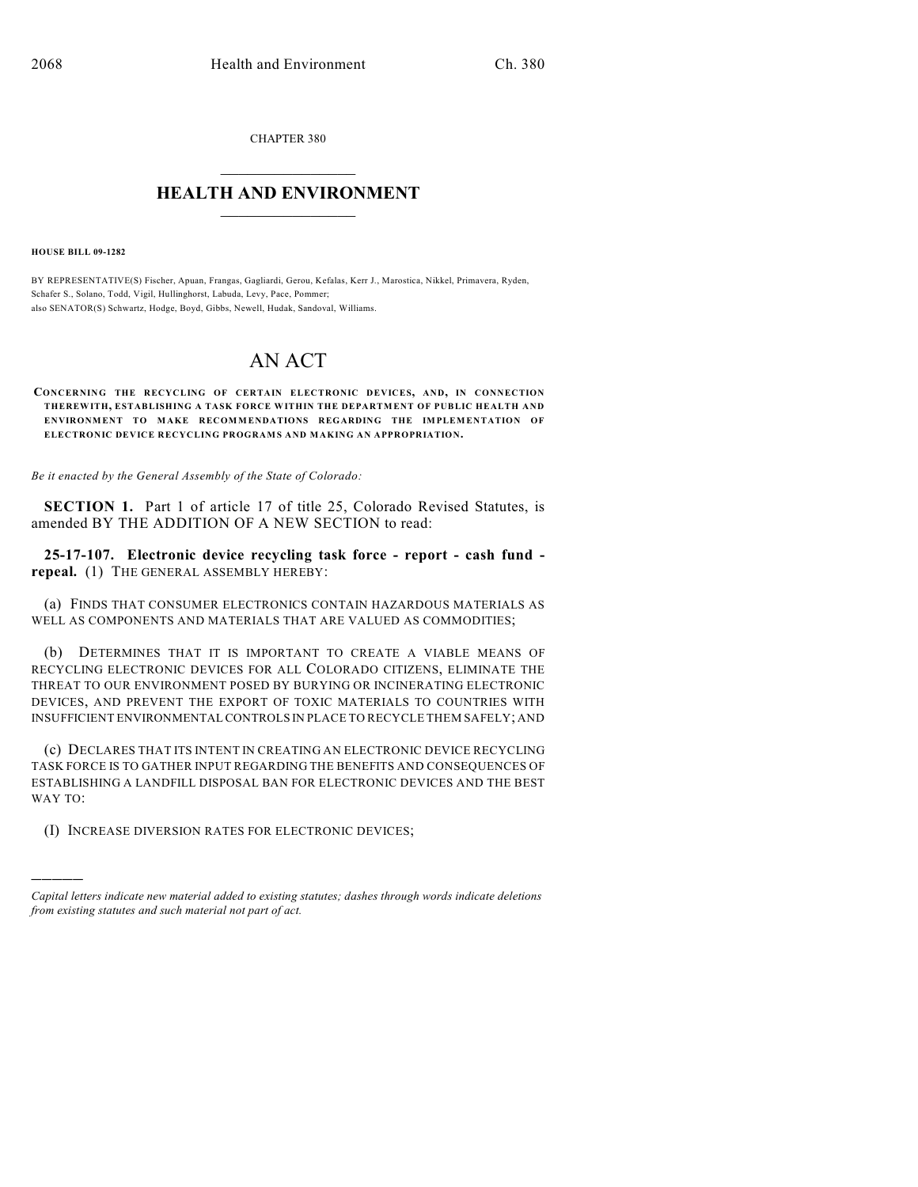CHAPTER 380

# HEALTH AND ENVIRONMENT

**HOUSE BILL 09-1282**

BY REPRESENTATIVE(S) Fischer, Apuan, Frangas, Gagliardi, Gerou, Kefalas, Kerr J., Marostica, Nikkel, Primavera, Ryden, Schafer S., Solano, Todd, Vigil, Hullinghorst, Labuda, Levy, Pace, Pommer;
also SENATOR(S) Schwartz, Hodge, Boyd, Gibbs, Newell, Hudak, Sandoval, Williams.

# AN ACT

**CONCERNING THE RECYCLING OF CERTAIN ELECTRONIC DEVICES, AND, IN CONNECTION THEREWITH, ESTABLISHING A TASK FORCE WITHIN THE DEPARTMENT OF PUBLIC HEALTH AND ENVIRONMENT TO MAKE RECOMMENDATIONS REGARDING THE IMPLEMENTATION OF ELECTRONIC DEVICE RECYCLING PROGRAMS AND MAKING AN APPROPRIATION.**

*Be it enacted by the General Assembly of the State of Colorado:*

**SECTION 1.** Part 1 of article 17 of title 25, Colorado Revised Statutes, is amended BY THE ADDITION OF A NEW SECTION to read:

**25-17-107. Electronic device recycling task force - report - cash fund - repeal.** (1) THE GENERAL ASSEMBLY HEREBY:

(a) FINDS THAT CONSUMER ELECTRONICS CONTAIN HAZARDOUS MATERIALS AS WELL AS COMPONENTS AND MATERIALS THAT ARE VALUED AS COMMODITIES;

(b) DETERMINES THAT IT IS IMPORTANT TO CREATE A VIABLE MEANS OF RECYCLING ELECTRONIC DEVICES FOR ALL COLORADO CITIZENS, ELIMINATE THE THREAT TO OUR ENVIRONMENT POSED BY BURYING OR INCINERATING ELECTRONIC DEVICES, AND PREVENT THE EXPORT OF TOXIC MATERIALS TO COUNTRIES WITH INSUFFICIENT ENVIRONMENTAL CONTROLS IN PLACE TO RECYCLE THEM SAFELY; AND

(c) DECLARES THAT ITS INTENT IN CREATING AN ELECTRONIC DEVICE RECYCLING TASK FORCE IS TO GATHER INPUT REGARDING THE BENEFITS AND CONSEQUENCES OF ESTABLISHING A LANDFILL DISPOSAL BAN FOR ELECTRONIC DEVICES AND THE BEST WAY TO:

(I) INCREASE DIVERSION RATES FOR ELECTRONIC DEVICES;

*Capital letters indicate new material added to existing statutes; dashes through words indicate deletions from existing statutes and such material not part of act.*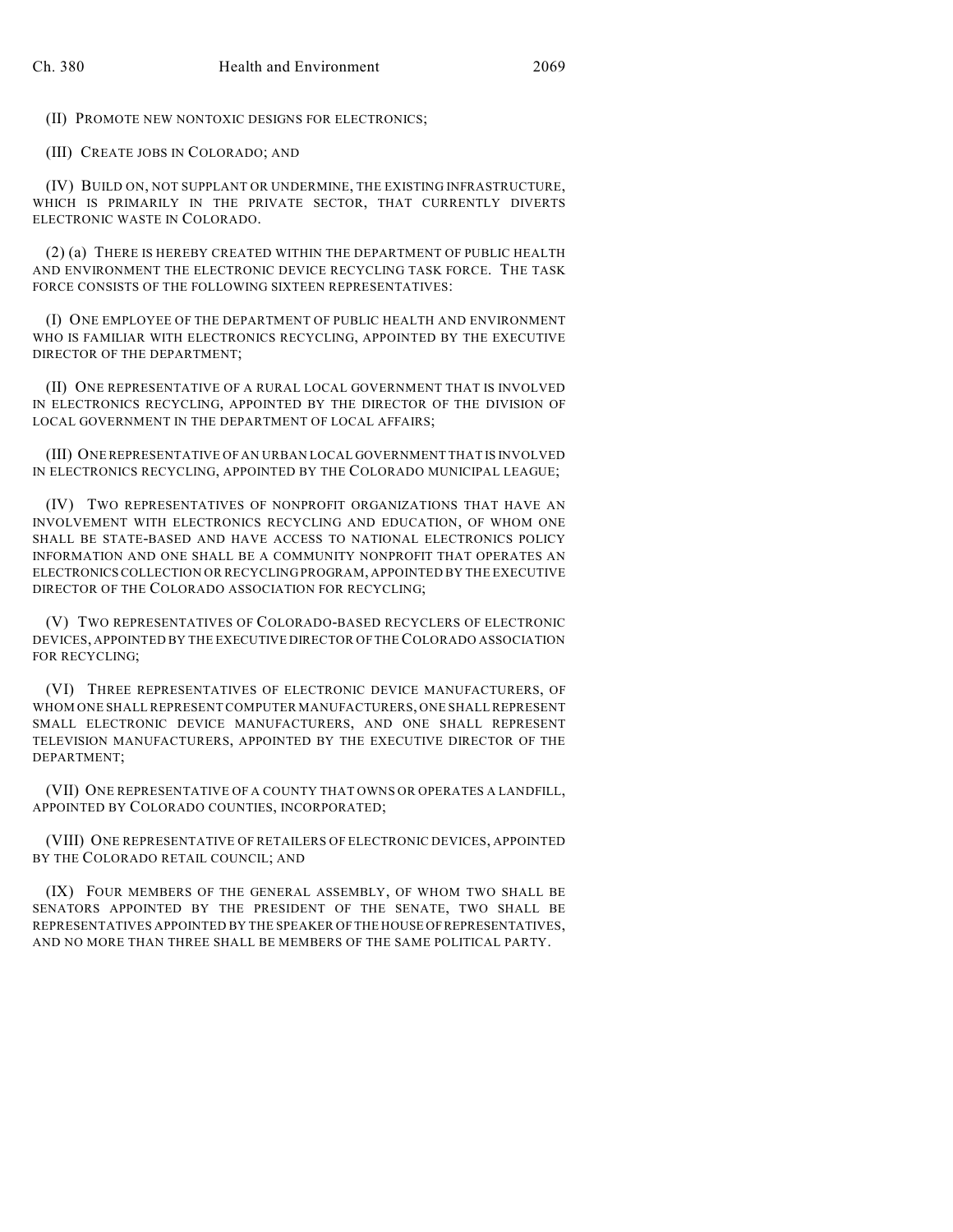(II) PROMOTE NEW NONTOXIC DESIGNS FOR ELECTRONICS;

(III) CREATE JOBS IN COLORADO; AND

(IV) BUILD ON, NOT SUPPLANT OR UNDERMINE, THE EXISTING INFRASTRUCTURE, WHICH IS PRIMARILY IN THE PRIVATE SECTOR, THAT CURRENTLY DIVERTS ELECTRONIC WASTE IN COLORADO.

(2) (a) THERE IS HEREBY CREATED WITHIN THE DEPARTMENT OF PUBLIC HEALTH AND ENVIRONMENT THE ELECTRONIC DEVICE RECYCLING TASK FORCE. THE TASK FORCE CONSISTS OF THE FOLLOWING SIXTEEN REPRESENTATIVES:

(I) ONE EMPLOYEE OF THE DEPARTMENT OF PUBLIC HEALTH AND ENVIRONMENT WHO IS FAMILIAR WITH ELECTRONICS RECYCLING, APPOINTED BY THE EXECUTIVE DIRECTOR OF THE DEPARTMENT;

(II) ONE REPRESENTATIVE OF A RURAL LOCAL GOVERNMENT THAT IS INVOLVED IN ELECTRONICS RECYCLING, APPOINTED BY THE DIRECTOR OF THE DIVISION OF LOCAL GOVERNMENT IN THE DEPARTMENT OF LOCAL AFFAIRS;

(III) ONE REPRESENTATIVE OF AN URBAN LOCAL GOVERNMENT THAT IS INVOLVED IN ELECTRONICS RECYCLING, APPOINTED BY THE COLORADO MUNICIPAL LEAGUE;

(IV) TWO REPRESENTATIVES OF NONPROFIT ORGANIZATIONS THAT HAVE AN INVOLVEMENT WITH ELECTRONICS RECYCLING AND EDUCATION, OF WHOM ONE SHALL BE STATE-BASED AND HAVE ACCESS TO NATIONAL ELECTRONICS POLICY INFORMATION AND ONE SHALL BE A COMMUNITY NONPROFIT THAT OPERATES AN ELECTRONICS COLLECTION OR RECYCLING PROGRAM, APPOINTED BY THE EXECUTIVE DIRECTOR OF THE COLORADO ASSOCIATION FOR RECYCLING;

(V) TWO REPRESENTATIVES OF COLORADO-BASED RECYCLERS OF ELECTRONIC DEVICES, APPOINTED BY THE EXECUTIVE DIRECTOR OF THE COLORADO ASSOCIATION FOR RECYCLING;

(VI) THREE REPRESENTATIVES OF ELECTRONIC DEVICE MANUFACTURERS, OF WHOM ONE SHALL REPRESENT COMPUTER MANUFACTURERS, ONE SHALL REPRESENT SMALL ELECTRONIC DEVICE MANUFACTURERS, AND ONE SHALL REPRESENT TELEVISION MANUFACTURERS, APPOINTED BY THE EXECUTIVE DIRECTOR OF THE DEPARTMENT;

(VII) ONE REPRESENTATIVE OF A COUNTY THAT OWNS OR OPERATES A LANDFILL, APPOINTED BY COLORADO COUNTIES, INCORPORATED;

(VIII) ONE REPRESENTATIVE OF RETAILERS OF ELECTRONIC DEVICES, APPOINTED BY THE COLORADO RETAIL COUNCIL; AND

(IX) FOUR MEMBERS OF THE GENERAL ASSEMBLY, OF WHOM TWO SHALL BE SENATORS APPOINTED BY THE PRESIDENT OF THE SENATE, TWO SHALL BE REPRESENTATIVES APPOINTED BY THE SPEAKER OF THE HOUSE OF REPRESENTATIVES, AND NO MORE THAN THREE SHALL BE MEMBERS OF THE SAME POLITICAL PARTY.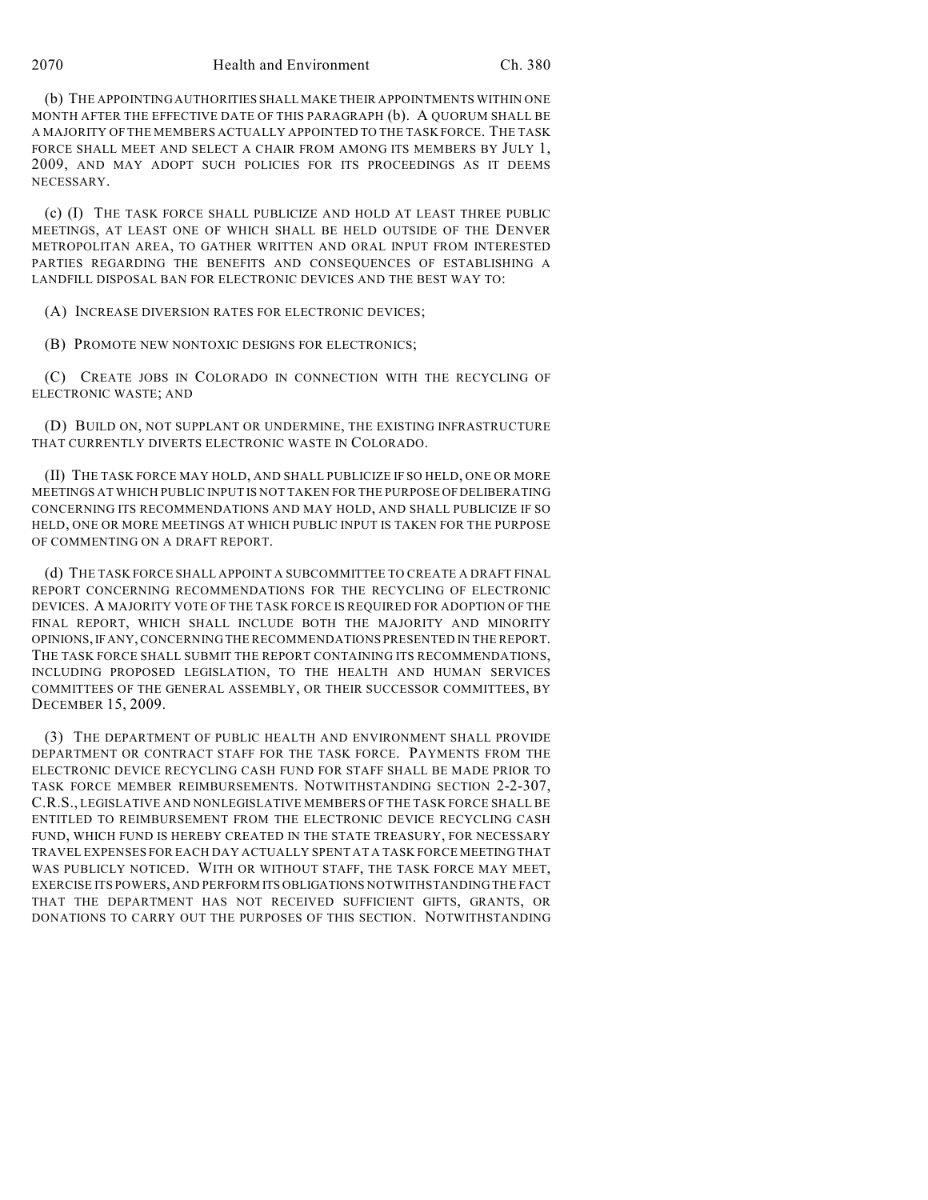(b) THE APPOINTING AUTHORITIES SHALL MAKE THEIR APPOINTMENTS WITHIN ONE MONTH AFTER THE EFFECTIVE DATE OF THIS PARAGRAPH (b). A QUORUM SHALL BE A MAJORITY OF THE MEMBERS ACTUALLY APPOINTED TO THE TASK FORCE. THE TASK FORCE SHALL MEET AND SELECT A CHAIR FROM AMONG ITS MEMBERS BY JULY 1, 2009, AND MAY ADOPT SUCH POLICIES FOR ITS PROCEEDINGS AS IT DEEMS NECESSARY.

(c) (I) THE TASK FORCE SHALL PUBLICIZE AND HOLD AT LEAST THREE PUBLIC MEETINGS, AT LEAST ONE OF WHICH SHALL BE HELD OUTSIDE OF THE DENVER METROPOLITAN AREA, TO GATHER WRITTEN AND ORAL INPUT FROM INTERESTED PARTIES REGARDING THE BENEFITS AND CONSEQUENCES OF ESTABLISHING A LANDFILL DISPOSAL BAN FOR ELECTRONIC DEVICES AND THE BEST WAY TO:

(A) INCREASE DIVERSION RATES FOR ELECTRONIC DEVICES;

(B) PROMOTE NEW NONTOXIC DESIGNS FOR ELECTRONICS;

(C) CREATE JOBS IN COLORADO IN CONNECTION WITH THE RECYCLING OF ELECTRONIC WASTE; AND

(D) BUILD ON, NOT SUPPLANT OR UNDERMINE, THE EXISTING INFRASTRUCTURE THAT CURRENTLY DIVERTS ELECTRONIC WASTE IN COLORADO.

(II) THE TASK FORCE MAY HOLD, AND SHALL PUBLICIZE IF SO HELD, ONE OR MORE MEETINGS AT WHICH PUBLIC INPUT IS NOT TAKEN FOR THE PURPOSE OF DELIBERATING CONCERNING ITS RECOMMENDATIONS AND MAY HOLD, AND SHALL PUBLICIZE IF SO HELD, ONE OR MORE MEETINGS AT WHICH PUBLIC INPUT IS TAKEN FOR THE PURPOSE OF COMMENTING ON A DRAFT REPORT.

(d) THE TASK FORCE SHALL APPOINT A SUBCOMMITTEE TO CREATE A DRAFT FINAL REPORT CONCERNING RECOMMENDATIONS FOR THE RECYCLING OF ELECTRONIC DEVICES. A MAJORITY VOTE OF THE TASK FORCE IS REQUIRED FOR ADOPTION OF THE FINAL REPORT, WHICH SHALL INCLUDE BOTH THE MAJORITY AND MINORITY OPINIONS, IF ANY, CONCERNING THE RECOMMENDATIONS PRESENTED IN THE REPORT. THE TASK FORCE SHALL SUBMIT THE REPORT CONTAINING ITS RECOMMENDATIONS, INCLUDING PROPOSED LEGISLATION, TO THE HEALTH AND HUMAN SERVICES COMMITTEES OF THE GENERAL ASSEMBLY, OR THEIR SUCCESSOR COMMITTEES, BY DECEMBER 15, 2009.

(3) THE DEPARTMENT OF PUBLIC HEALTH AND ENVIRONMENT SHALL PROVIDE DEPARTMENT OR CONTRACT STAFF FOR THE TASK FORCE. PAYMENTS FROM THE ELECTRONIC DEVICE RECYCLING CASH FUND FOR STAFF SHALL BE MADE PRIOR TO TASK FORCE MEMBER REIMBURSEMENTS. NOTWITHSTANDING SECTION 2-2-307, C.R.S., LEGISLATIVE AND NONLEGISLATIVE MEMBERS OF THE TASK FORCE SHALL BE ENTITLED TO REIMBURSEMENT FROM THE ELECTRONIC DEVICE RECYCLING CASH FUND, WHICH FUND IS HEREBY CREATED IN THE STATE TREASURY, FOR NECESSARY TRAVEL EXPENSES FOR EACH DAY ACTUALLY SPENT AT A TASK FORCE MEETING THAT WAS PUBLICLY NOTICED. WITH OR WITHOUT STAFF, THE TASK FORCE MAY MEET, EXERCISE ITS POWERS, AND PERFORM ITS OBLIGATIONS NOTWITHSTANDING THE FACT THAT THE DEPARTMENT HAS NOT RECEIVED SUFFICIENT GIFTS, GRANTS, OR DONATIONS TO CARRY OUT THE PURPOSES OF THIS SECTION. NOTWITHSTANDING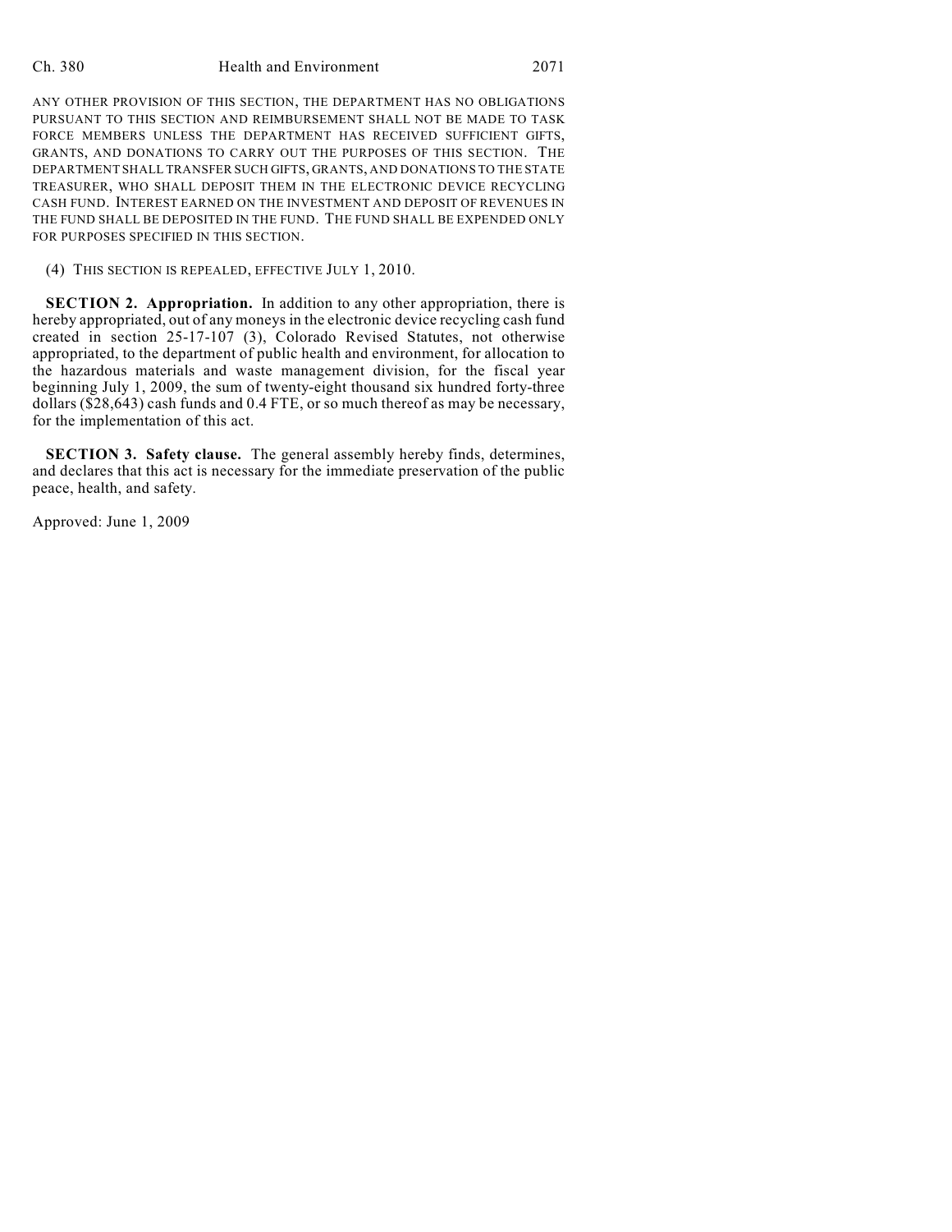ANY OTHER PROVISION OF THIS SECTION, THE DEPARTMENT HAS NO OBLIGATIONS PURSUANT TO THIS SECTION AND REIMBURSEMENT SHALL NOT BE MADE TO TASK FORCE MEMBERS UNLESS THE DEPARTMENT HAS RECEIVED SUFFICIENT GIFTS, GRANTS, AND DONATIONS TO CARRY OUT THE PURPOSES OF THIS SECTION. THE DEPARTMENT SHALL TRANSFER SUCH GIFTS, GRANTS, AND DONATIONS TO THE STATE TREASURER, WHO SHALL DEPOSIT THEM IN THE ELECTRONIC DEVICE RECYCLING CASH FUND. INTEREST EARNED ON THE INVESTMENT AND DEPOSIT OF REVENUES IN THE FUND SHALL BE DEPOSITED IN THE FUND. THE FUND SHALL BE EXPENDED ONLY FOR PURPOSES SPECIFIED IN THIS SECTION.

(4) THIS SECTION IS REPEALED, EFFECTIVE JULY 1, 2010.

**SECTION 2. Appropriation.** In addition to any other appropriation, there is hereby appropriated, out of any moneys in the electronic device recycling cash fund created in section 25-17-107 (3), Colorado Revised Statutes, not otherwise appropriated, to the department of public health and environment, for allocation to the hazardous materials and waste management division, for the fiscal year beginning July 1, 2009, the sum of twenty-eight thousand six hundred forty-three dollars ($28,643) cash funds and 0.4 FTE, or so much thereof as may be necessary, for the implementation of this act.

**SECTION 3. Safety clause.** The general assembly hereby finds, determines, and declares that this act is necessary for the immediate preservation of the public peace, health, and safety.

Approved: June 1, 2009